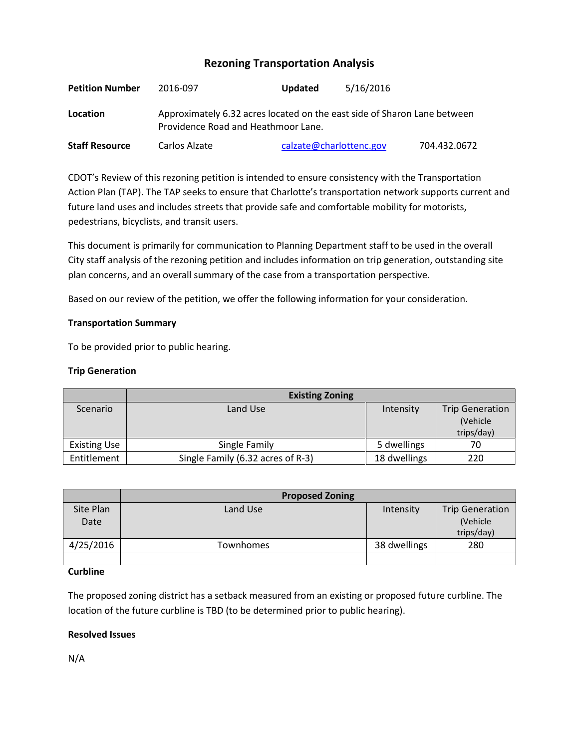# Rezoning Transportation Analysis

| | | | | |
|---|---|---|---|---|
| **Petition Number** | 2016-097 | **Updated** | 5/16/2016 | |
| **Location** | Approximately 6.32 acres located on the east side of Sharon Lane between Providence Road and Heathmoor Lane. | | | |
| **Staff Resource** | Carlos Alzate | calzate@charlottenc.gov | 704.432.0672 | |

CDOT's Review of this rezoning petition is intended to ensure consistency with the Transportation Action Plan (TAP). The TAP seeks to ensure that Charlotte's transportation network supports current and future land uses and includes streets that provide safe and comfortable mobility for motorists, pedestrians, bicyclists, and transit users.

This document is primarily for communication to Planning Department staff to be used in the overall City staff analysis of the rezoning petition and includes information on trip generation, outstanding site plan concerns, and an overall summary of the case from a transportation perspective.

Based on our review of the petition, we offer the following information for your consideration.

**Transportation Summary**

To be provided prior to public hearing.

**Trip Generation**

| | Existing Zoning | | |
|---|---|---|---|
| Scenario | Land Use | Intensity | Trip Generation (Vehicle trips/day) |
| Existing Use | Single Family | 5 dwellings | 70 |
| Entitlement | Single Family (6.32 acres of R-3) | 18 dwellings | 220 |

| | Proposed Zoning | | |
|---|---|---|---|
| Site Plan Date | Land Use | Intensity | Trip Generation (Vehicle trips/day) |
| 4/25/2016 | Townhomes | 38 dwellings | 280 |
| | | | |

**Curbline**

The proposed zoning district has a setback measured from an existing or proposed future curbline. The location of the future curbline is TBD (to be determined prior to public hearing).

**Resolved Issues**

N/A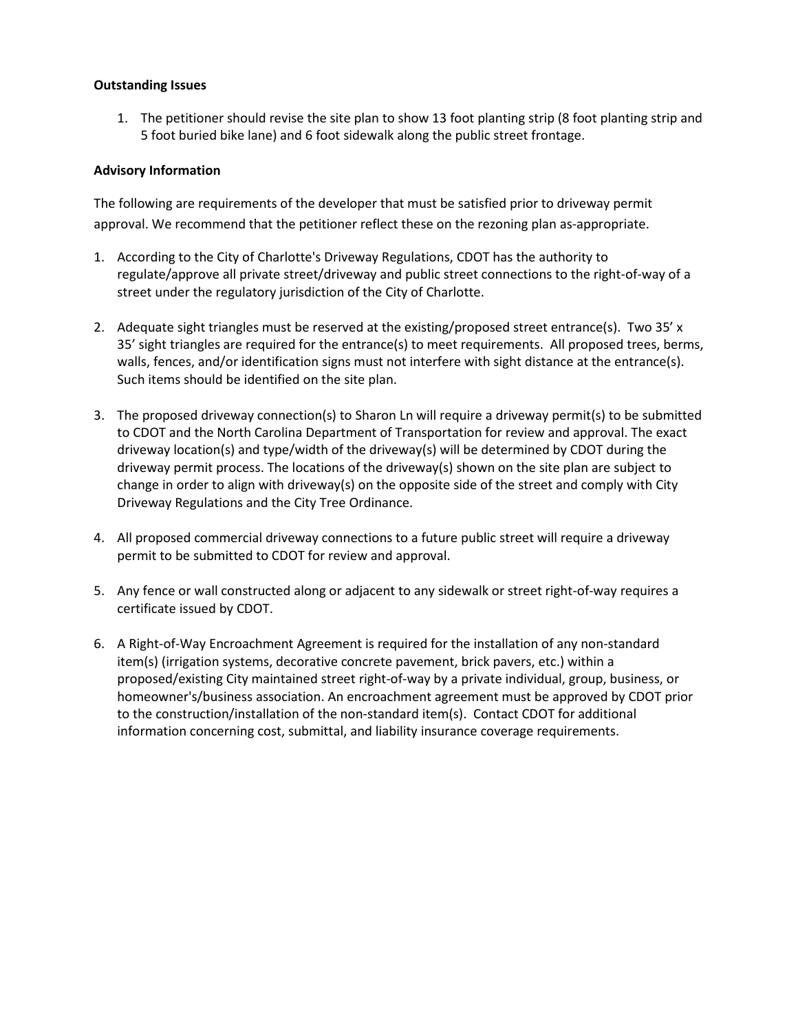**Outstanding Issues**

1. The petitioner should revise the site plan to show 13 foot planting strip (8 foot planting strip and 5 foot buried bike lane) and 6 foot sidewalk along the public street frontage.

**Advisory Information**

The following are requirements of the developer that must be satisfied prior to driveway permit approval. We recommend that the petitioner reflect these on the rezoning plan as-appropriate.

1. According to the City of Charlotte's Driveway Regulations, CDOT has the authority to regulate/approve all private street/driveway and public street connections to the right-of-way of a street under the regulatory jurisdiction of the City of Charlotte.

2. Adequate sight triangles must be reserved at the existing/proposed street entrance(s). Two 35' x 35' sight triangles are required for the entrance(s) to meet requirements. All proposed trees, berms, walls, fences, and/or identification signs must not interfere with sight distance at the entrance(s). Such items should be identified on the site plan.

3. The proposed driveway connection(s) to Sharon Ln will require a driveway permit(s) to be submitted to CDOT and the North Carolina Department of Transportation for review and approval. The exact driveway location(s) and type/width of the driveway(s) will be determined by CDOT during the driveway permit process. The locations of the driveway(s) shown on the site plan are subject to change in order to align with driveway(s) on the opposite side of the street and comply with City Driveway Regulations and the City Tree Ordinance.

4. All proposed commercial driveway connections to a future public street will require a driveway permit to be submitted to CDOT for review and approval.

5. Any fence or wall constructed along or adjacent to any sidewalk or street right-of-way requires a certificate issued by CDOT.

6. A Right-of-Way Encroachment Agreement is required for the installation of any non-standard item(s) (irrigation systems, decorative concrete pavement, brick pavers, etc.) within a proposed/existing City maintained street right-of-way by a private individual, group, business, or homeowner's/business association. An encroachment agreement must be approved by CDOT prior to the construction/installation of the non-standard item(s). Contact CDOT for additional information concerning cost, submittal, and liability insurance coverage requirements.